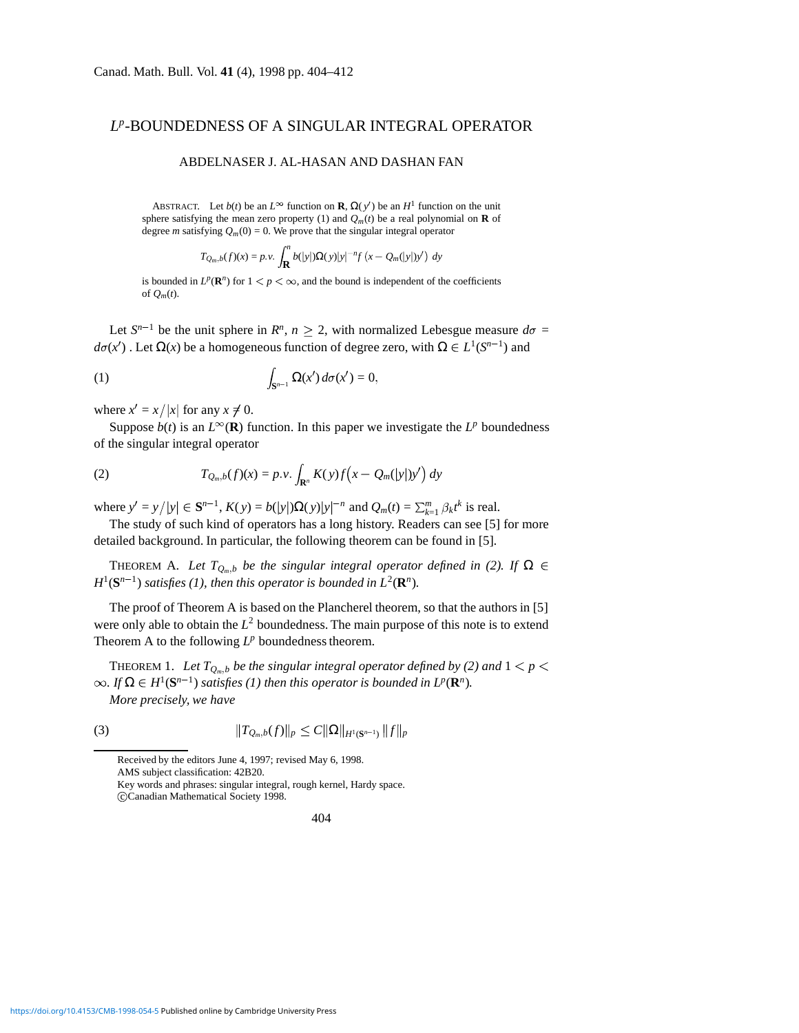# $L^p$-BOUNDEDNESS OF A SINGULAR INTEGRAL OPERATOR

ABDELNASER J. AL-HASAN AND DASHAN FAN

ABSTRACT. Let $b(t)$ be an $L^\infty$ function on $\mathbf{R}$, $\Omega(y')$ be an $H^1$ function on the unit sphere satisfying the mean zero property (1) and $Q_m(t)$ be a real polynomial on $\mathbf{R}$ of degree $m$ satisfying $Q_m(0) = 0$. We prove that the singular integral operator

$$T_{Q_m,b}(f)(x) = p.v. \int_{\mathbf{R}}^{n} b(|y|)\Omega(y)|y|^{-n} f\left(x - Q_m(|y|)y'\right) \, dy$$

is bounded in $L^p(\mathbf{R}^n)$ for $1 < p < \infty$, and the bound is independent of the coefficients of $Q_m(t)$.

Let $S^{n-1}$ be the unit sphere in $R^n$, $n \geq 2$, with normalized Lebesgue measure $d\sigma = d\sigma(x')$ . Let $\Omega(x)$ be a homogeneous function of degree zero, with $\Omega \in L^1(S^{n-1})$ and

$$\int_{\mathbf{S}^{n-1}} \Omega(x') \, d\sigma(x') = 0, \tag{1}$$

where $x' = x/|x|$ for any $x \neq 0$.

Suppose $b(t)$ is an $L^\infty(\mathbf{R})$ function. In this paper we investigate the $L^p$ boundedness of the singular integral operator

$$T_{Q_m,b}(f)(x) = p.v. \int_{\mathbf{R}^n} K(y) f\big(x - Q_m(|y|)y'\big) \, dy \tag{2}$$

where $y' = y/|y| \in \mathbf{S}^{n-1}$, $K(y) = b(|y|)\Omega(y)|y|^{-n}$ and $Q_m(t) = \sum_{k=1}^{m} \beta_k t^k$ is real.

The study of such kind of operators has a long history. Readers can see [5] for more detailed background. In particular, the following theorem can be found in [5].

THEOREM A. *Let $T_{Q_m,b}$ be the singular integral operator defined in (2). If $\Omega \in H^1(\mathbf{S}^{n-1})$ satisfies (1), then this operator is bounded in $L^2(\mathbf{R}^n)$.*

The proof of Theorem A is based on the Plancherel theorem, so that the authors in [5] were only able to obtain the $L^2$ boundedness. The main purpose of this note is to extend Theorem A to the following $L^p$ boundedness theorem.

THEOREM 1. *Let $T_{Q_m,b}$ be the singular integral operator defined by (2) and $1 < p < \infty$. If $\Omega \in H^1(S^{n-1})$ satisfies (1) then this operator is bounded in $L^p(\mathbf{R}^n)$.*

*More precisely, we have*

$$\|T_{Q_m,b}(f)\|_p \leq C\|\Omega\|_{H^1(\mathbf{S}^{n-1})} \, \|f\|_p \tag{3}$$

Received by the editors June 4, 1997; revised May 6, 1998.
AMS subject classification: 42B20.
Key words and phrases: singular integral, rough kernel, Hardy space.
©Canadian Mathematical Society 1998.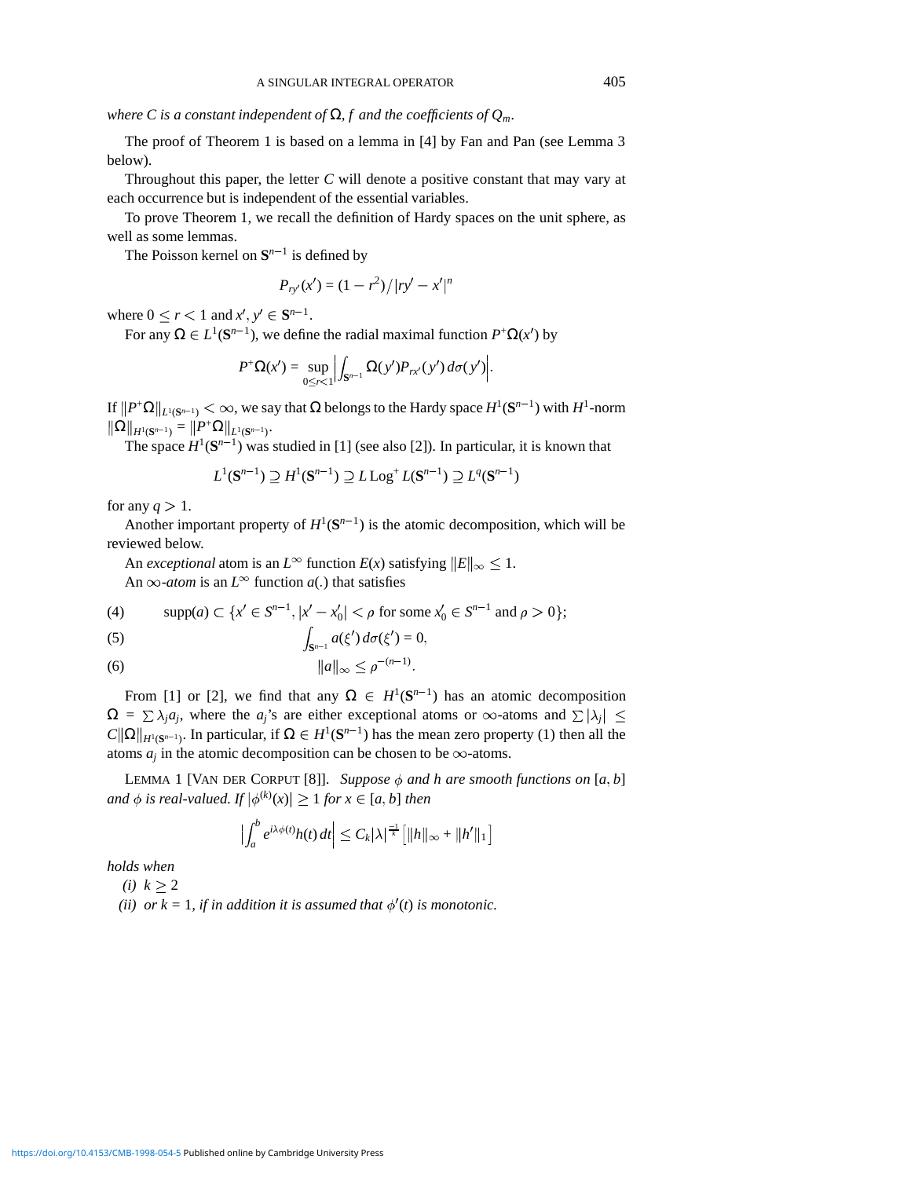*where $C$ is a constant independent of $\Omega$, $f$ and the coefficients of $Q_m$.*

The proof of Theorem 1 is based on a lemma in [4] by Fan and Pan (see Lemma 3 below).

Throughout this paper, the letter $C$ will denote a positive constant that may vary at each occurrence but is independent of the essential variables.

To prove Theorem 1, we recall the definition of Hardy spaces on the unit sphere, as well as some lemmas.

The Poisson kernel on $\mathbf{S}^{n-1}$ is defined by

$$P_{ry'}(x') = (1-r^2)/|ry' - x'|^n$$

where $0 \le r < 1$ and $x', y' \in \mathbf{S}^{n-1}$.

For any $\Omega \in L^1(\mathbf{S}^{n-1})$, we define the radial maximal function $P^+\Omega(x')$ by

$$P^+\Omega(x') = \sup_{0 \le r < 1} \left| \int_{\mathbf{S}^{n-1}} \Omega(y') P_{rx'}(y')\, d\sigma(y') \right|.$$

If $\|P^+\Omega\|_{L^1(\mathbf{S}^{n-1})} < \infty$, we say that $\Omega$ belongs to the Hardy space $H^1(\mathbf{S}^{n-1})$ with $H^1$-norm $\|\Omega\|_{H^1(\mathbf{S}^{n-1})} = \|P^+\Omega\|_{L^1(\mathbf{S}^{n-1})}$.

The space $H^1(\mathbf{S}^{n-1})$ was studied in [1] (see also [2]). In particular, it is known that

$$L^1(\mathbf{S}^{n-1}) \supseteq H^1(\mathbf{S}^{n-1}) \supseteq L \operatorname{Log}^+ L(\mathbf{S}^{n-1}) \supseteq L^q(\mathbf{S}^{n-1})$$

for any $q > 1$.

Another important property of $H^1(\mathbf{S}^{n-1})$ is the atomic decomposition, which will be reviewed below.

An *exceptional* atom is an $L^\infty$ function $E(x)$ satisfying $\|E\|_\infty \le 1$.

An $\infty$-*atom* is an $L^\infty$ function $a(.)$ that satisfies

$$\operatorname{supp}(a) \subset \{x' \in S^{n-1}, |x' - x_0'| < \rho \text{ for some } x_0' \in S^{n-1} \text{ and } \rho > 0\}; \tag{4}$$

$$\int_{\mathbf{S}^{n-1}} a(\xi')\, d\sigma(\xi') = 0, \tag{5}$$

$$\|a\|_\infty \le \rho^{-(n-1)}. \tag{6}$$

From [1] or [2], we find that any $\Omega \in H^1(\mathbf{S}^{n-1})$ has an atomic decomposition $\Omega = \sum \lambda_j a_j$, where the $a_j$'s are either exceptional atoms or $\infty$-atoms and $\sum |\lambda_j| \le C\|\Omega\|_{H^1(\mathbf{S}^{n-1})}$. In particular, if $\Omega \in H^1(\mathbf{S}^{n-1})$ has the mean zero property (1) then all the atoms $a_j$ in the atomic decomposition can be chosen to be $\infty$-atoms.

LEMMA 1 [VAN DER CORPUT [8]]. *Suppose $\phi$ and $h$ are smooth functions on $[a, b]$ and $\phi$ is real-valued. If $|\phi^{(k)}(x)| \ge 1$ for $x \in [a, b]$ then*

$$\left| \int_a^b e^{i\lambda\phi(t)} h(t)\, dt \right| \le C_k |\lambda|^{\frac{-1}{k}} \left[ \|h\|_\infty + \|h'\|_1 \right]$$

*holds when*

*(i) $k \ge 2$*

*(ii) or $k = 1$, if in addition it is assumed that $\phi'(t)$ is monotonic.*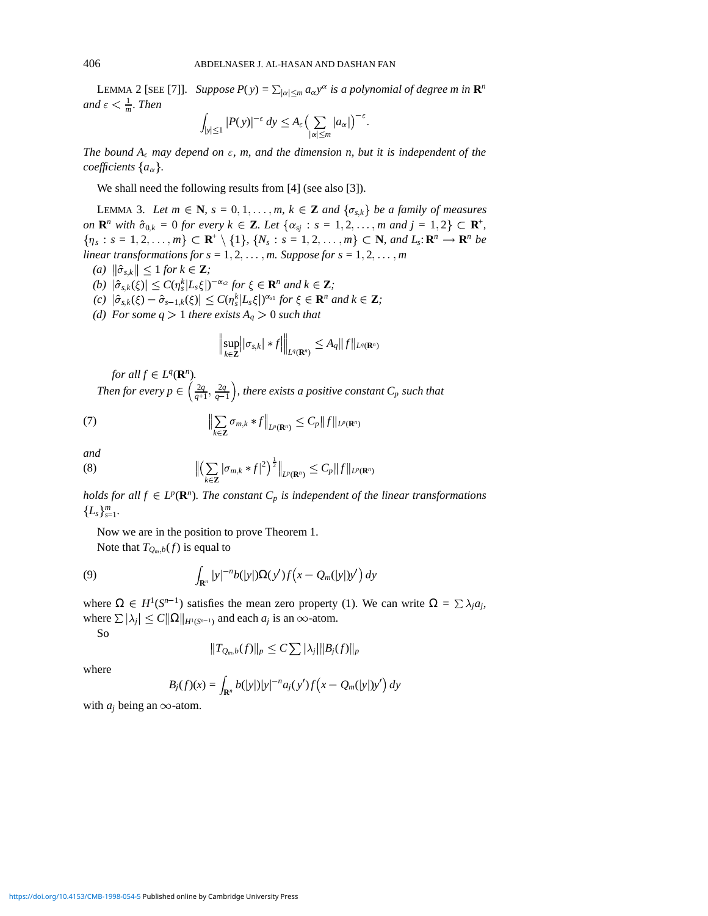LEMMA 2 [SEE [7]]. *Suppose $P(y) = \sum_{|\alpha|\le m} a_\alpha y^\alpha$ is a polynomial of degree $m$ in $\mathbf{R}^n$ and $\varepsilon < \frac{1}{m}$. Then*

$$\int_{|y|\le 1} |P(y)|^{-\varepsilon}\, dy \le A_\varepsilon \Big(\sum_{|\alpha|\le m} |a_\alpha|\Big)^{-\varepsilon}.$$

*The bound $A_\epsilon$ may depend on $\varepsilon$, $m$, and the dimension $n$, but it is independent of the coefficients $\{a_\alpha\}$.*

We shall need the following results from [4] (see also [3]).

LEMMA 3. *Let $m \in \mathbf{N}$, $s = 0, 1, \ldots, m$, $k \in \mathbf{Z}$ and $\{\sigma_{s,k}\}$ be a family of measures on $\mathbf{R}^n$ with $\hat{\sigma}_{0,k} = 0$ for every $k \in \mathbf{Z}$. Let $\{\alpha_{sj} : s = 1, 2, \ldots, m \text{ and } j = 1, 2\} \subset \mathbf{R}^+$, $\{\eta_s : s = 1, 2, \ldots, m\} \subset \mathbf{R}^+ \setminus \{1\}$, $\{N_s : s = 1, 2, \ldots, m\} \subset \mathbf{N}$, and $L_s : \mathbf{R}^n \longrightarrow \mathbf{R}^n$ be linear transformations for $s = 1, 2, \ldots, m$. Suppose for $s = 1, 2, \ldots, m$*

*(a) $\|\hat{\sigma}_{s,k}\| \le 1$ for $k \in \mathbf{Z}$;*

*(b) $|\hat{\sigma}_{s,k}(\xi)| \le C(\eta_s^k |L_s \xi|)^{-\alpha_{s2}}$ for $\xi \in \mathbf{R}^n$ and $k \in \mathbf{Z}$;*

*(c) $|\hat{\sigma}_{s,k}(\xi) - \hat{\sigma}_{s-1,k}(\xi)| \le C(\eta_s^k |L_s \xi|)^{\alpha_{s1}}$ for $\xi \in \mathbf{R}^n$ and $k \in \mathbf{Z}$;*

*(d) For some $q > 1$ there exists $A_q > 0$ such that*

$$\Big\| \sup_{k\in\mathbf{Z}} \big| |\sigma_{s,k}| * f \big| \Big\|_{L^q(\mathbf{R}^n)} \le A_q \|f\|_{L^q(\mathbf{R}^n)}$$

*for all $f \in L^q(\mathbf{R}^n)$.*

*Then for every $p \in \left(\frac{2q}{q+1}, \frac{2q}{q-1}\right)$, there exists a positive constant $C_p$ such that*

$$\Big\| \sum_{k\in\mathbf{Z}} \sigma_{m,k} * f \Big\|_{L^p(\mathbf{R}^n)} \le C_p \|f\|_{L^p(\mathbf{R}^n)} \tag{7}$$

*and*

$$\Big\| \Big(\sum_{k\in\mathbf{Z}} |\sigma_{m,k} * f|^2\Big)^{\frac{1}{2}} \Big\|_{L^p(\mathbf{R}^n)} \le C_p \|f\|_{L^p(\mathbf{R}^n)} \tag{8}$$

*holds for all $f \in L^p(\mathbf{R}^n)$. The constant $C_p$ is independent of the linear transformations $\{L_s\}_{s=1}^m$.*

Now we are in the position to prove Theorem 1.

Note that $T_{Q_m,b}(f)$ is equal to

$$\int_{\mathbf{R}^n} |y|^{-n} b(|y|)\Omega(y') f\big(x - Q_m(|y|)y'\big)\, dy \tag{9}$$

where $\Omega \in H^1(S^{n-1})$ satisfies the mean zero property (1). We can write $\Omega = \sum \lambda_j a_j$, where $\sum |\lambda_j| \le C\|\Omega\|_{H^1(S^{n-1})}$ and each $a_j$ is an $\infty$-atom.

So

$$\|T_{Q_m,b}(f)\|_p \le C \sum |\lambda_j| \|B_j(f)\|_p$$

where

$$B_j(f)(x) = \int_{\mathbf{R}^n} b(|y|)|y|^{-n} a_j(y') f\big(x - Q_m(|y|)y'\big)\, dy$$

with $a_j$ being an $\infty$-atom.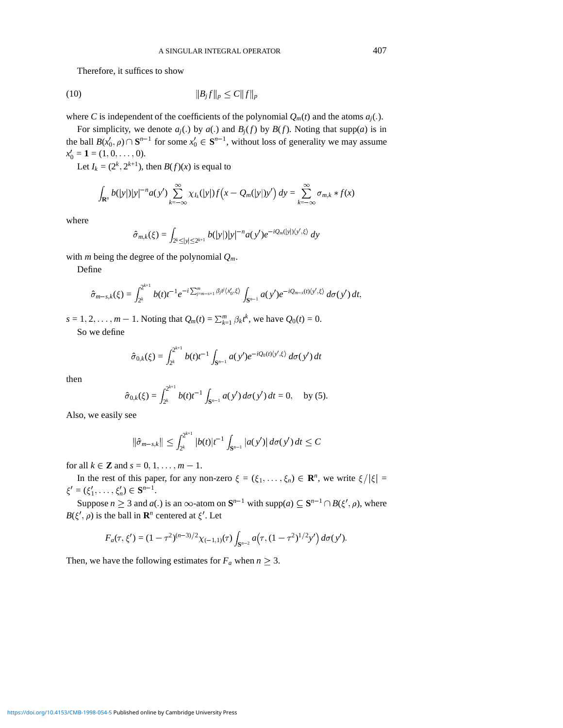Therefore, it suffices to show

$$\|B_j f\|_p \le C\|f\|_p \tag{10}$$

where $C$ is independent of the coefficients of the polynomial $Q_m(t)$ and the atoms $a_j(.)$.

For simplicity, we denote $a_j(.)$ by $a(.)$ and $B_j(f)$ by $B(f)$. Noting that supp$(a)$ is in the ball $B(x_0', \rho) \cap \mathbf{S}^{n-1}$ for some $x_0' \in \mathbf{S}^{n-1}$, without loss of generality we may assume $x_0' = \mathbf{1} = (1, 0, \dots, 0)$.

Let $I_k = (2^k, 2^{k+1})$, then $B(f)(x)$ is equal to

$$\int_{\mathbf{R}^n} b(|y|)|y|^{-n} a(y') \sum_{k=-\infty}^{\infty} \chi_{I_k}(|y|) f\big(x - Q_m(|y|)y'\big)\, dy = \sum_{k=-\infty}^{\infty} \sigma_{m,k} * f(x)$$

where

$$\hat{\sigma}_{m,k}(\xi) = \int_{2^k \le |y| \le 2^{k+1}} b(|y|)|y|^{-n} a(y') e^{-iQ_m(|y|)\langle y', \xi\rangle}\, dy$$

with $m$ being the degree of the polynomial $Q_m$.

Define

$$\hat{\sigma}_{m-s,k}(\xi) = \int_{2^k}^{2^{k+1}} b(t)t^{-1} e^{-i\sum_{j=m-s+1}^{m} \beta_j t^j \langle x_0', \xi\rangle} \int_{\mathbf{S}^{n-1}} a(y') e^{-iQ_{m-s}(t)\langle y', \xi\rangle}\, d\sigma(y')\, dt,$$

$s = 1, 2, \dots, m-1$. Noting that $Q_m(t) = \sum_{k=1}^{m} \beta_k t^k$, we have $Q_0(t) = 0$.

So we define

$$\hat{\sigma}_{0,k}(\xi) = \int_{2^k}^{2^{k+1}} b(t)t^{-1} \int_{\mathbf{S}^{n-1}} a(y') e^{-iQ_0(t)\langle y', \xi\rangle}\, d\sigma(y')\, dt$$

then

$$\hat{\sigma}_{0,k}(\xi) = \int_{2^k}^{2^{k+1}} b(t)t^{-1} \int_{\mathbf{S}^{n-1}} a(y')\, d\sigma(y')\, dt = 0, \quad \text{by (5).}$$

Also, we easily see

$$\|\hat{\sigma}_{m-s,k}\| \le \int_{2^k}^{2^{k+1}} |b(t)|t^{-1} \int_{\mathbf{S}^{n-1}} |a(y')|\, d\sigma(y')\, dt \le C$$

for all $k \in \mathbf{Z}$ and $s = 0, 1, \dots, m-1$.

In the rest of this paper, for any non-zero $\xi = (\xi_1, \dots, \xi_n) \in \mathbf{R}^n$, we write $\xi/|\xi| = \xi' = (\xi_1', \dots, \xi_n') \in \mathbf{S}^{n-1}$.

Suppose $n \ge 3$ and $a(.)$ is an $\infty$-atom on $\mathbf{S}^{n-1}$ with supp$(a) \subseteq \mathbf{S}^{n-1} \cap B(\xi', \rho)$, where $B(\xi', \rho)$ is the ball in $\mathbf{R}^n$ centered at $\xi'$. Let

$$F_a(\tau, \xi') = (1-\tau^2)^{(n-3)/2} \chi_{(-1,1)}(\tau) \int_{\mathbf{S}^{n-2}} a\big(\tau, (1-\tau^2)^{1/2} y'\big)\, d\sigma(y').$$

Then, we have the following estimates for $F_a$ when $n \ge 3$.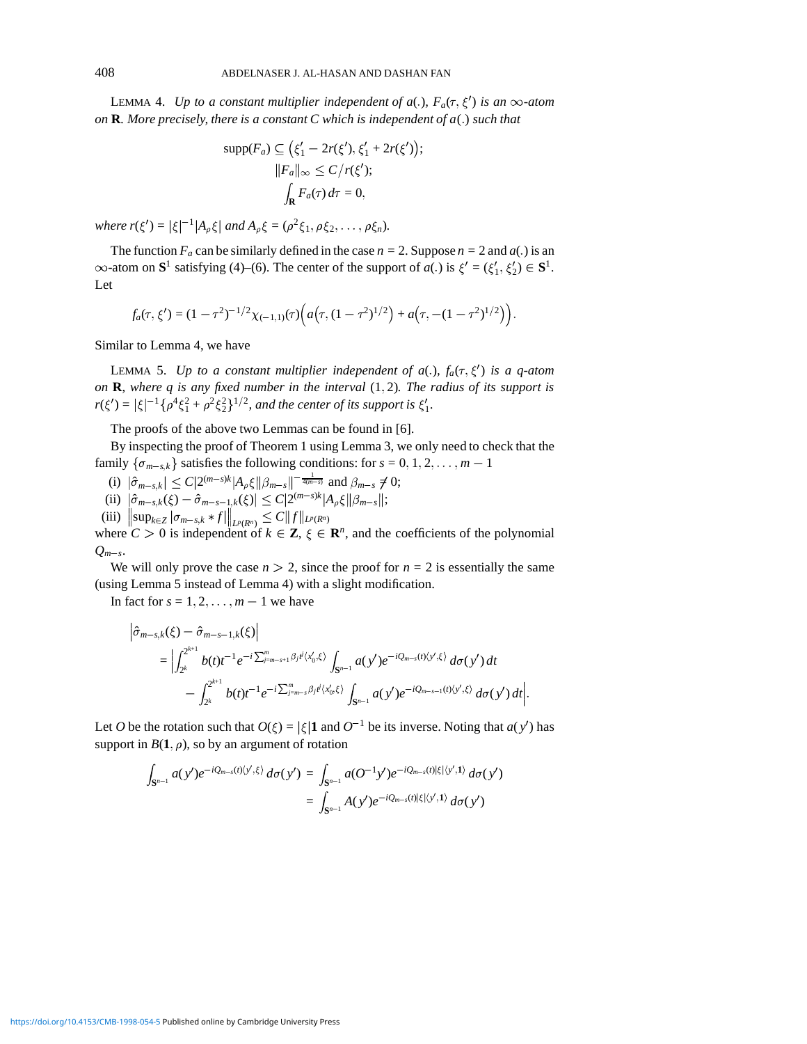LEMMA 4. *Up to a constant multiplier independent of $a(.)$, $F_a(\tau,\xi')$ is an $\infty$-atom on $\mathbf{R}$. More precisely, there is a constant $C$ which is independent of $a(.)$ such that*

$$\operatorname{supp}(F_a) \subseteq \big(\xi_1' - 2r(\xi'), \xi_1' + 2r(\xi')\big);$$
$$\|F_a\|_\infty \le C/r(\xi');$$
$$\int_{\mathbf{R}} F_a(\tau)\,d\tau = 0,$$

*where $r(\xi') = |\xi|^{-1}|A_\rho\xi|$ and $A_\rho\xi = (\rho^2\xi_1, \rho\xi_2, \ldots, \rho\xi_n)$.*

The function $F_a$ can be similarly defined in the case $n = 2$. Suppose $n = 2$ and $a(.)$ is an $\infty$-atom on $\mathbf{S}^1$ satisfying (4)–(6). The center of the support of $a(.)$ is $\xi' = (\xi_1', \xi_2') \in \mathbf{S}^1$. Let

$$f_a(\tau,\xi') = (1-\tau^2)^{-1/2}\chi_{(-1,1)}(\tau)\Big(a\big(\tau,(1-\tau^2)^{1/2}\big) + a\big(\tau,-(1-\tau^2)^{1/2}\big)\Big).$$

Similar to Lemma 4, we have

LEMMA 5. *Up to a constant multiplier independent of $a(.)$, $f_a(\tau,\xi')$ is a $q$-atom on $\mathbf{R}$, where $q$ is any fixed number in the interval $(1,2)$. The radius of its support is $r(\xi') = |\xi|^{-1}\{\rho^4\xi_1^2 + \rho^2\xi_2^2\}^{1/2}$, and the center of its support is $\xi_1'$.*

The proofs of the above two Lemmas can be found in [6].

By inspecting the proof of Theorem 1 using Lemma 3, we only need to check that the family $\{\sigma_{m-s,k}\}$ satisfies the following conditions: for $s = 0, 1, 2, \ldots, m-1$

(i) $|\hat\sigma_{m-s,k}| \le C|2^{(m-s)k}|A_\rho\xi||\beta_{m-s}||^{-\frac{1}{4(m-s)}}$ and $\beta_{m-s} \ne 0$;

(ii) $|\hat\sigma_{m-s,k}(\xi) - \hat\sigma_{m-s-1,k}(\xi)| \le C|2^{(m-s)k}|A_\rho\xi||\beta_{m-s}||$;

(iii) $\big\|\sup_{k\in Z}|\sigma_{m-s,k} * f|\big\|_{L^p(R^n)} \le C\|f\|_{L^p(R^n)}$

where $C > 0$ is independent of $k \in \mathbf{Z}$, $\xi \in \mathbf{R}^n$, and the coefficients of the polynomial $Q_{m-s}$.

We will only prove the case $n > 2$, since the proof for $n = 2$ is essentially the same (using Lemma 5 instead of Lemma 4) with a slight modification.

In fact for $s = 1, 2, \ldots, m-1$ we have

$$\begin{aligned}
&\big|\hat\sigma_{m-s,k}(\xi) - \hat\sigma_{m-s-1,k}(\xi)\big| \\
&\quad = \Big|\int_{2^k}^{2^{k+1}} b(t)t^{-1}e^{-i\sum_{j=m-s+1}^m \beta_j t^j\langle x_0',\xi\rangle}\int_{\mathbf{S}^{n-1}} a(y')e^{-iQ_{m-s}(t)\langle y',\xi\rangle}\,d\sigma(y')\,dt \\
&\qquad - \int_{2^k}^{2^{k+1}} b(t)t^{-1}e^{-i\sum_{j=m-s}^m \beta_j t^j\langle x_0',\xi\rangle}\int_{\mathbf{S}^{n-1}} a(y')e^{-iQ_{m-s-1}(t)\langle y',\xi\rangle}\,d\sigma(y')\,dt\Big|.
\end{aligned}$$

Let $O$ be the rotation such that $O(\xi) = |\xi|\mathbf{1}$ and $O^{-1}$ be its inverse. Noting that $a(y')$ has support in $B(\mathbf{1},\rho)$, so by an argument of rotation

$$\begin{aligned}
\int_{\mathbf{S}^{n-1}} a(y')e^{-iQ_{m-s}(t)\langle y',\xi\rangle}\,d\sigma(y') &= \int_{\mathbf{S}^{n-1}} a(O^{-1}y')e^{-iQ_{m-s}(t)|\xi|\langle y',\mathbf{1}\rangle}\,d\sigma(y') \\
&= \int_{\mathbf{S}^{n-1}} A(y')e^{-iQ_{m-s}(t)|\xi|\langle y',\mathbf{1}\rangle}\,d\sigma(y')
\end{aligned}$$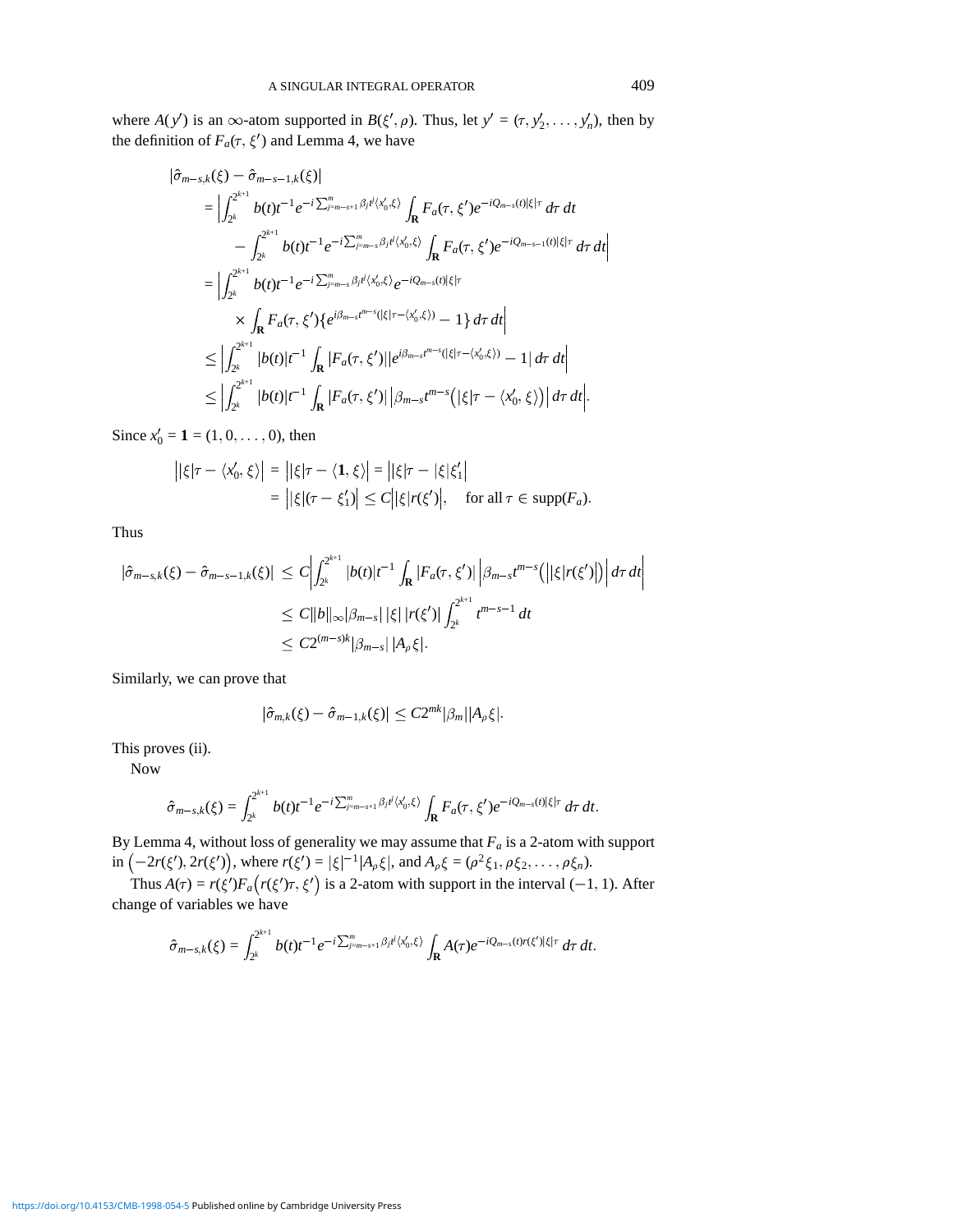where $A(y')$ is an $\infty$-atom supported in $B(\xi', \rho)$. Thus, let $y' = (\tau, y_2', \ldots, y_n')$, then by the definition of $F_a(\tau, \xi')$ and Lemma 4, we have

$$
\begin{aligned}
&|\hat{\sigma}_{m-s,k}(\xi) - \hat{\sigma}_{m-s-1,k}(\xi)| \\
&= \Big| \int_{2^k}^{2^{k+1}} b(t) t^{-1} e^{-i \sum_{j=m-s+1}^{m} \beta_j t^j \langle x_0', \xi \rangle} \int_{\mathbf{R}} F_a(\tau, \xi') e^{-iQ_{m-s}(t)|\xi|\tau} \, d\tau \, dt \\
&\qquad - \int_{2^k}^{2^{k+1}} b(t) t^{-1} e^{-i \sum_{j=m-s}^{m} \beta_j t^j \langle x_0', \xi \rangle} \int_{\mathbf{R}} F_a(\tau, \xi') e^{-iQ_{m-s-1}(t)|\xi|\tau} \, d\tau \, dt \Big| \\
&= \Big| \int_{2^k}^{2^{k+1}} b(t) t^{-1} e^{-i \sum_{j=m-s}^{m} \beta_j t^j \langle x_0', \xi \rangle} e^{-iQ_{m-s}(t)|\xi|\tau} \\
&\qquad \times \int_{\mathbf{R}} F_a(\tau, \xi') \{ e^{i\beta_{m-s} t^{m-s}(|\xi|\tau - \langle x_0', \xi \rangle)} - 1 \} \, d\tau \, dt \Big| \\
&\leq \Big| \int_{2^k}^{2^{k+1}} |b(t)| t^{-1} \int_{\mathbf{R}} |F_a(\tau, \xi')| |e^{i\beta_{m-s} t^{m-s}(|\xi|\tau - \langle x_0', \xi \rangle)} - 1| \, d\tau \, dt \Big| \\
&\leq \Big| \int_{2^k}^{2^{k+1}} |b(t)| t^{-1} \int_{\mathbf{R}} |F_a(\tau, \xi')| \Big| \beta_{m-s} t^{m-s} \big( |\xi|\tau - \langle x_0', \xi \rangle \big) \Big| \, d\tau \, dt \Big|.
\end{aligned}
$$

Since $x_0' = \mathbf{1} = (1, 0, \ldots, 0)$, then

$$
\begin{aligned}
\big| |\xi|\tau - \langle x_0', \xi \rangle \big| &= \big| |\xi|\tau - \langle \mathbf{1}, \xi \rangle \big| = \big| |\xi|\tau - |\xi| \xi_1' \big| \\
&= \big| |\xi| (\tau - \xi_1') \big| \leq C \big| |\xi| r(\xi') \big|, \quad \text{for all } \tau \in \operatorname{supp}(F_a).
\end{aligned}
$$

Thus

$$
\begin{aligned}
|\hat{\sigma}_{m-s,k}(\xi) - \hat{\sigma}_{m-s-1,k}(\xi)| &\leq C \Big| \int_{2^k}^{2^{k+1}} |b(t)| t^{-1} \int_{\mathbf{R}} |F_a(\tau, \xi')| \Big| \beta_{m-s} t^{m-s} \big( \big| |\xi| r(\xi') \big| \big) \Big| \, d\tau \, dt \Big| \\
&\leq C \|b\|_\infty |\beta_{m-s}| \, |\xi| \, |r(\xi')| \int_{2^k}^{2^{k+1}} t^{m-s-1} \, dt \\
&\leq C 2^{(m-s)k} |\beta_{m-s}| \, |A_\rho \xi|.
\end{aligned}
$$

Similarly, we can prove that

$$
|\hat{\sigma}_{m,k}(\xi) - \hat{\sigma}_{m-1,k}(\xi)| \leq C 2^{mk} |\beta_m| |A_\rho \xi|.
$$

This proves (ii).

Now

$$
\hat{\sigma}_{m-s,k}(\xi) = \int_{2^k}^{2^{k+1}} b(t) t^{-1} e^{-i \sum_{j=m-s+1}^{m} \beta_j t^j \langle x_0', \xi \rangle} \int_{\mathbf{R}} F_a(\tau, \xi') e^{-iQ_{m-s}(t)|\xi|\tau} \, d\tau \, dt.
$$

By Lemma 4, without loss of generality we may assume that $F_a$ is a 2-atom with support in $\big(-2r(\xi'), 2r(\xi')\big)$, where $r(\xi') = |\xi|^{-1} |A_\rho \xi|$, and $A_\rho \xi = (\rho^2 \xi_1, \rho \xi_2, \ldots, \rho \xi_n)$.

Thus $A(\tau) = r(\xi') F_a\big(r(\xi')\tau, \xi'\big)$ is a 2-atom with support in the interval $(-1, 1)$. After change of variables we have

$$
\hat{\sigma}_{m-s,k}(\xi) = \int_{2^k}^{2^{k+1}} b(t) t^{-1} e^{-i \sum_{j=m-s+1}^{m} \beta_j t^j \langle x_0', \xi \rangle} \int_{\mathbf{R}} A(\tau) e^{-iQ_{m-s}(t) r(\xi') |\xi| \tau} \, d\tau \, dt.
$$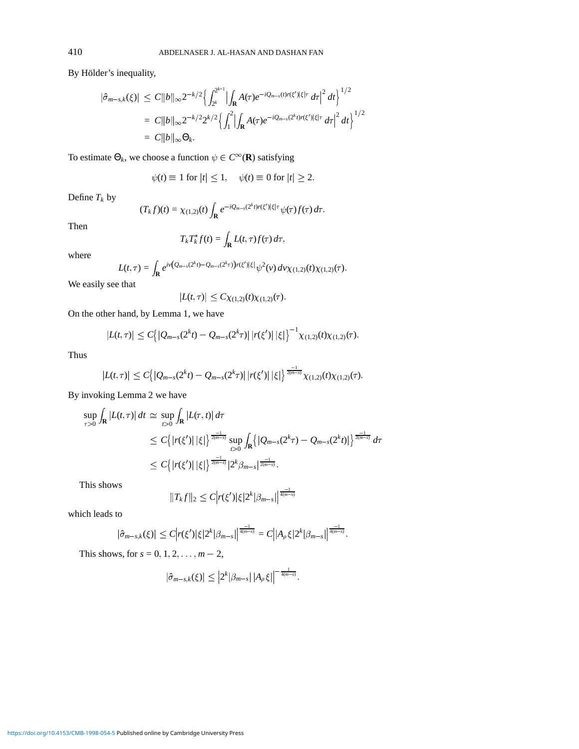By Hölder's inequality,

$$
\begin{aligned}
|\hat{\sigma}_{m-s,k}(\xi)| &\le C\|b\|_\infty 2^{-k/2}\Big\{\int_{2^k}^{2^{k+1}}\Big|\int_{\mathbf{R}} A(\tau)e^{-iQ_{m-s}(t)r(\xi')|\xi|\tau}\,d\tau\Big|^2\,dt\Big\}^{1/2} \\
&= C\|b\|_\infty 2^{-k/2}2^{k/2}\Big\{\int_1^2\Big|\int_{\mathbf{R}} A(\tau)e^{-iQ_{m-s}(2^k t)r(\xi')|\xi|\tau}\,d\tau\Big|^2\,dt\Big\}^{1/2} \\
&= C\|b\|_\infty \Theta_k.
\end{aligned}
$$

To estimate $\Theta_k$, we choose a function $\psi \in C^\infty(\mathbf{R})$ satisfying

$$
\psi(t) \equiv 1 \text{ for } |t| \le 1, \quad \psi(t) \equiv 0 \text{ for } |t| \ge 2.
$$

Define $T_k$ by

$$
(T_k f)(t) = \chi_{(1,2)}(t)\int_{\mathbf{R}} e^{-iQ_{m-s}(2^k t)r(\xi')|\xi|\tau}\psi(\tau)f(\tau)\,d\tau.
$$

Then

$$
T_k T_k^* f(t) = \int_{\mathbf{R}} L(t,\tau)f(\tau)\,d\tau,
$$

where

$$
L(t,\tau) = \int_{\mathbf{R}} e^{iv\left(Q_{m-s}(2^k t) - Q_{m-s}(2^k\tau)\right)r(\xi')|\xi|}\psi^2(v)\,dv\,\chi_{(1,2)}(t)\chi_{(1,2)}(\tau).
$$

We easily see that

$$
|L(t,\tau)| \le C\chi_{(1,2)}(t)\chi_{(1,2)}(\tau).
$$

On the other hand, by Lemma 1, we have

$$
|L(t,\tau)| \le C\Big\{|Q_{m-s}(2^k t) - Q_{m-s}(2^k\tau)|\,|r(\xi')|\,|\xi|\Big\}^{-1}\chi_{(1,2)}(t)\chi_{(1,2)}(\tau).
$$

Thus

$$
|L(t,\tau)| \le C\Big\{|Q_{m-s}(2^k t) - Q_{m-s}(2^k\tau)|\,|r(\xi')|\,|\xi|\Big\}^{\frac{-1}{2(m-s)}}\chi_{(1,2)}(t)\chi_{(1,2)}(\tau).
$$

By invoking Lemma 2 we have

$$
\begin{aligned}
\sup_{\tau>0}\int_{\mathbf{R}}|L(t,\tau)|\,dt &\cong \sup_{t>0}\int_{\mathbf{R}}|L(\tau,t)|\,d\tau \\
&\le C\Big\{|r(\xi')|\,|\xi|\Big\}^{\frac{-1}{2(m-s)}}\sup_{t>0}\int_{\mathbf{R}}\Big\{|Q_{m-s}(2^k\tau) - Q_{m-s}(2^k t)|\Big\}^{\frac{-1}{2(m-s)}}\,d\tau \\
&\le C\Big\{|r(\xi')|\,|\xi|\Big\}^{\frac{-1}{2(m-s)}}|2^k\beta_{m-s}|^{\frac{-1}{2(m-s)}}.
\end{aligned}
$$

This shows

$$
\|T_k f\|_2 \le C\Big|r(\xi')|\xi|2^k|\beta_{m-s}|\Big|^{\frac{-1}{4(m-s)}}
$$

which leads to

$$
|\hat{\sigma}_{m-s,k}(\xi)| \le C\Big|r(\xi')|\xi|2^k|\beta_{m-s}|\Big|^{\frac{-1}{4(m-s)}} = C\Big||A_\rho\xi|2^k|\beta_{m-s}|\Big|^{\frac{-1}{4(m-s)}}.
$$

This shows, for $s = 0, 1, 2, \ldots, m-2$,

$$
|\hat{\sigma}_{m-s,k}(\xi)| \le \Big|2^k|\beta_{m-s}|\,|A_\rho\xi|\Big|^{-\frac{1}{4(m-s)}}.
$$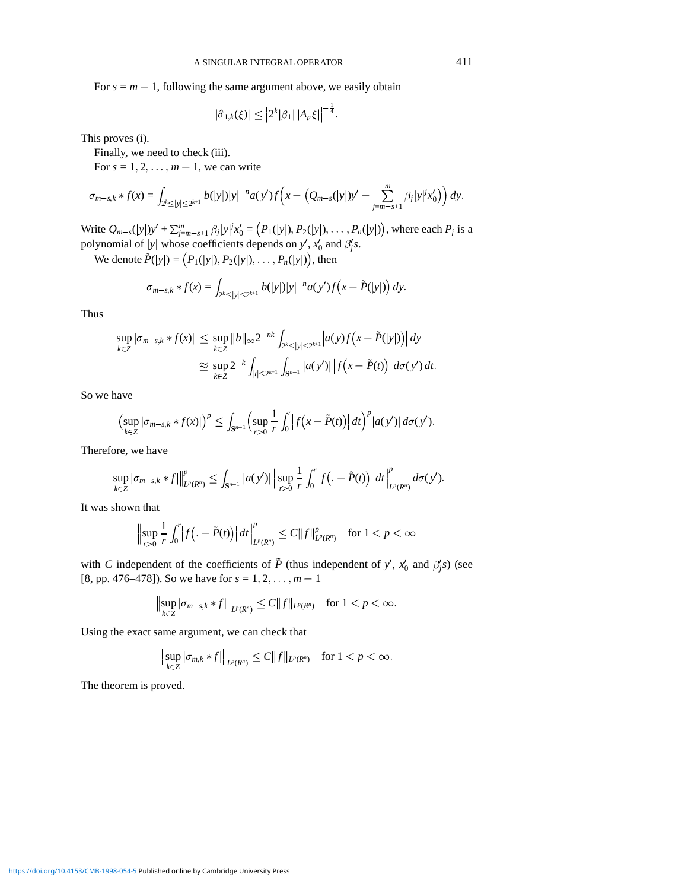For $s = m - 1$, following the same argument above, we easily obtain

$$|\hat{\sigma}_{1,k}(\xi)| \leq \left|2^k |\beta_1| \, |A_\rho \xi|\right|^{-\frac{1}{4}}.$$

This proves (i).

Finally, we need to check (iii).

For $s = 1, 2, \ldots, m-1$, we can write

$$\sigma_{m-s,k} * f(x) = \int_{2^k \leq |y| \leq 2^{k+1}} b(|y|)|y|^{-n} a(y') f\Big(x - \Big(Q_{m-s}(|y|)y' - \sum_{j=m-s+1}^{m} \beta_j |y|^j x_0'\Big)\Big)\, dy.$$

Write $Q_{m-s}(|y|)y' + \sum_{j=m-s+1}^{m} \beta_j |y|^j x_0' = \big(P_1(|y|), P_2(|y|), \ldots, P_n(|y|)\big)$, where each $P_j$ is a polynomial of $|y|$ whose coefficients depends on $y'$, $x_0'$ and $\beta_j' s$.

We denote $\tilde{P}(|y|) = \big(P_1(|y|), P_2(|y|), \ldots, P_n(|y|)\big)$, then

$$\sigma_{m-s,k} * f(x) = \int_{2^k \leq |y| \leq 2^{k+1}} b(|y|)|y|^{-n} a(y') f\big(x - \tilde{P}(|y|)\big)\, dy.$$

Thus

$$\begin{aligned}
\sup_{k \in Z} |\sigma_{m-s,k} * f(x)| &\leq \sup_{k \in Z} \|b\|_\infty 2^{-nk} \int_{2^k \leq |y| \leq 2^{k+1}} \left| a(y) f\big(x - \tilde{P}(|y|)\big)\right| dy \\
&\approxeq \sup_{k \in Z} 2^{-k} \int_{|t| \leq 2^{k+1}} \int_{\mathbf{S}^{n-1}} |a(y')| \left| f\big(x - \tilde{P}(t)\big)\right| d\sigma(y')\, dt.
\end{aligned}$$

So we have

$$\Big(\sup_{k \in Z} |\sigma_{m-s,k} * f(x)|\Big)^p \leq \int_{\mathbf{S}^{n-1}} \Big(\sup_{r>0} \frac{1}{r} \int_0^r \left| f\big(x - \tilde{P}(t)\big)\right| dt\Big)^p |a(y')|\, d\sigma(y').$$

Therefore, we have

$$\Big\|\sup_{k \in Z} |\sigma_{m-s,k} * f|\Big\|_{L^p(R^n)}^p \leq \int_{\mathbf{S}^{n-1}} |a(y')| \left\| \sup_{r>0} \frac{1}{r} \int_0^r \left| f\big(\,. - \tilde{P}(t)\big)\right| dt \right\|_{L^p(R^n)}^p d\sigma(y').$$

It was shown that

$$\left\| \sup_{r>0} \frac{1}{r} \int_0^r \left| f\big(\,. - \tilde{P}(t)\big)\right| dt \right\|_{L^p(R^n)}^p \leq C \|f\|_{L^p(R^n)}^p \quad \text{for } 1 < p < \infty$$

with $C$ independent of the coefficients of $\tilde{P}$ (thus independent of $y'$, $x_0'$ and $\beta_j' s$) (see [8, pp. 476–478]). So we have for $s = 1, 2, \ldots, m-1$

$$\Big\|\sup_{k \in Z} |\sigma_{m-s,k} * f|\Big\|_{L^p(R^n)} \leq C \|f\|_{L^p(R^n)} \quad \text{for } 1 < p < \infty.$$

Using the exact same argument, we can check that

$$\Big\|\sup_{k \in Z} |\sigma_{m,k} * f|\Big\|_{L^p(R^n)} \leq C \|f\|_{L^p(R^n)} \quad \text{for } 1 < p < \infty.$$

The theorem is proved.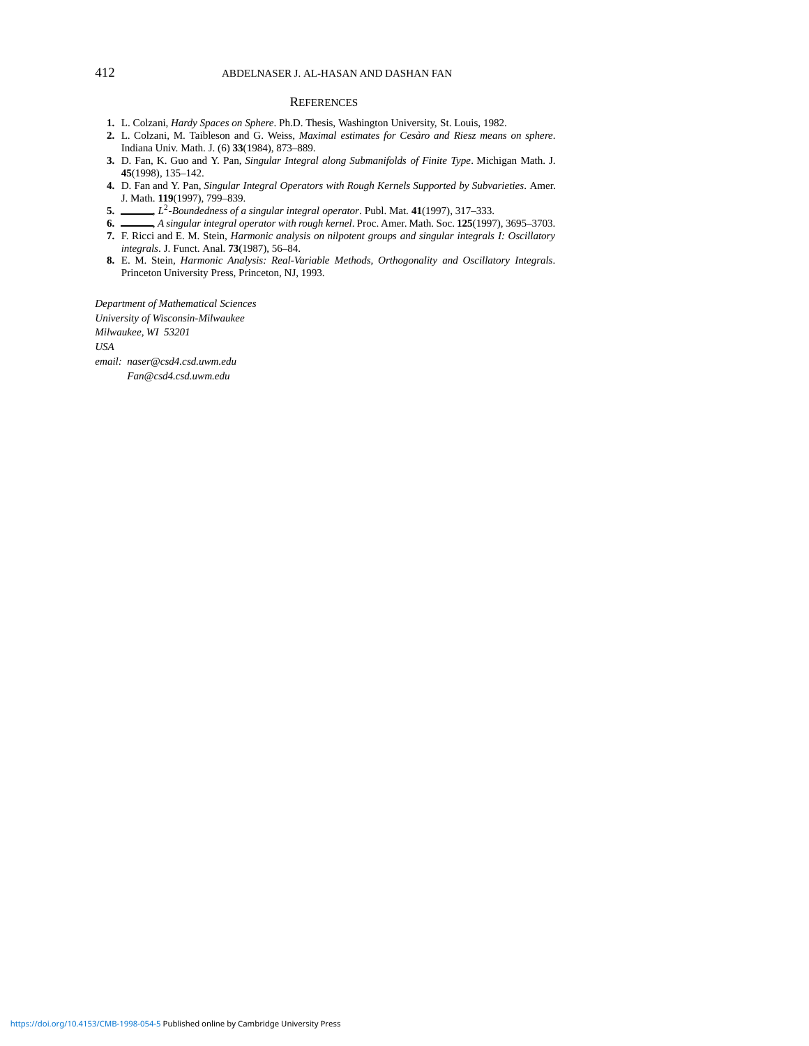## References

1. L. Colzani, *Hardy Spaces on Sphere*. Ph.D. Thesis, Washington University, St. Louis, 1982.
2. L. Colzani, M. Taibleson and G. Weiss, *Maximal estimates for Cesàro and Riesz means on sphere*. Indiana Univ. Math. J. (6) **33**(1984), 873–889.
3. D. Fan, K. Guo and Y. Pan, *Singular Integral along Submanifolds of Finite Type*. Michigan Math. J. **45**(1998), 135–142.
4. D. Fan and Y. Pan, *Singular Integral Operators with Rough Kernels Supported by Subvarieties*. Amer. J. Math. **119**(1997), 799–839.
5. ______, *$L^2$-Boundedness of a singular integral operator*. Publ. Mat. **41**(1997), 317–333.
6. ______, *A singular integral operator with rough kernel*. Proc. Amer. Math. Soc. **125**(1997), 3695–3703.
7. F. Ricci and E. M. Stein, *Harmonic analysis on nilpotent groups and singular integrals I: Oscillatory integrals*. J. Funct. Anal. **73**(1987), 56–84.
8. E. M. Stein, *Harmonic Analysis: Real-Variable Methods, Orthogonality and Oscillatory Integrals*. Princeton University Press, Princeton, NJ, 1993.

*Department of Mathematical Sciences*
*University of Wisconsin-Milwaukee*
*Milwaukee, WI 53201*
*USA*
*email: naser@csd4.csd.uwm.edu*
*Fan@csd4.csd.uwm.edu*